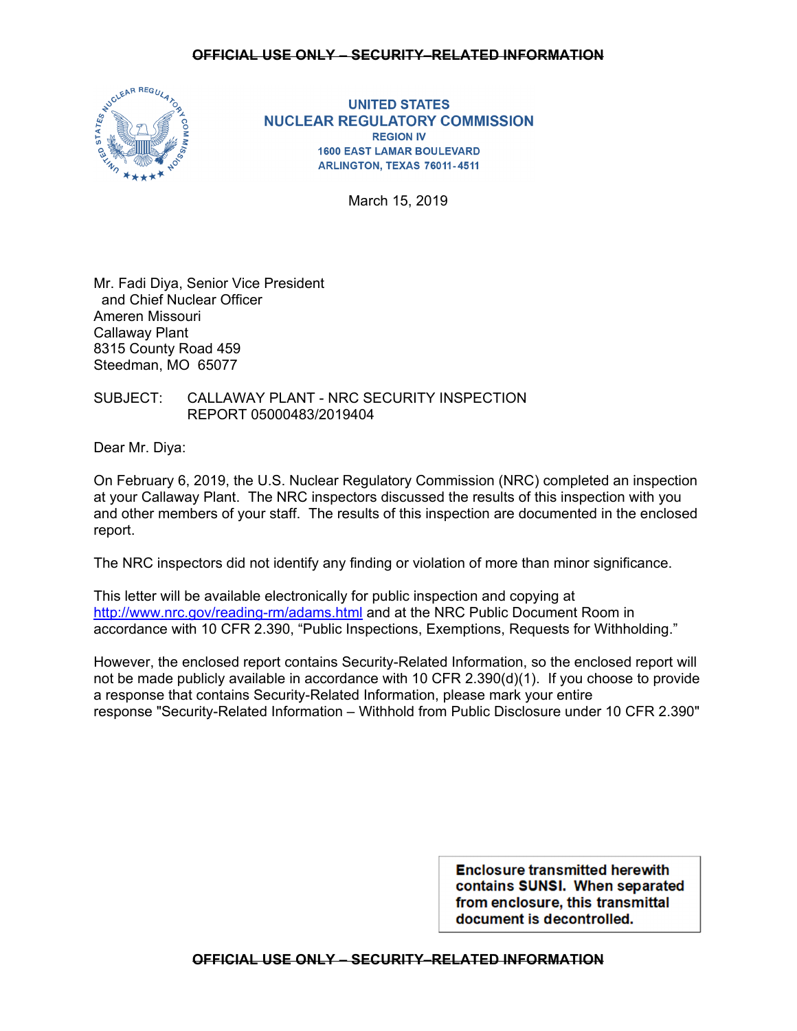~~OFFICIAL USE ONLY – SECURITY–RELATED INFORMATION~~

UNITED STATES
NUCLEAR REGULATORY COMMISSION
REGION IV
1600 EAST LAMAR BOULEVARD
ARLINGTON, TEXAS 76011-4511

March 15, 2019

Mr. Fadi Diya, Senior Vice President
and Chief Nuclear Officer
Ameren Missouri
Callaway Plant
8315 County Road 459
Steedman, MO 65077

SUBJECT: CALLAWAY PLANT - NRC SECURITY INSPECTION REPORT 05000483/2019404

Dear Mr. Diya:

On February 6, 2019, the U.S. Nuclear Regulatory Commission (NRC) completed an inspection at your Callaway Plant. The NRC inspectors discussed the results of this inspection with you and other members of your staff. The results of this inspection are documented in the enclosed report.

The NRC inspectors did not identify any finding or violation of more than minor significance.

This letter will be available electronically for public inspection and copying at [http://www.nrc.gov/reading-rm/adams.html](http://www.nrc.gov/reading-rm/adams.html) and at the NRC Public Document Room in accordance with 10 CFR 2.390, "Public Inspections, Exemptions, Requests for Withholding."

However, the enclosed report contains Security-Related Information, so the enclosed report will not be made publicly available in accordance with 10 CFR 2.390(d)(1). If you choose to provide a response that contains Security-Related Information, please mark your entire response "Security-Related Information – Withhold from Public Disclosure under 10 CFR 2.390"

**Enclosure transmitted herewith contains SUNSI. When separated from enclosure, this transmittal document is decontrolled.**

~~OFFICIAL USE ONLY – SECURITY–RELATED INFORMATION~~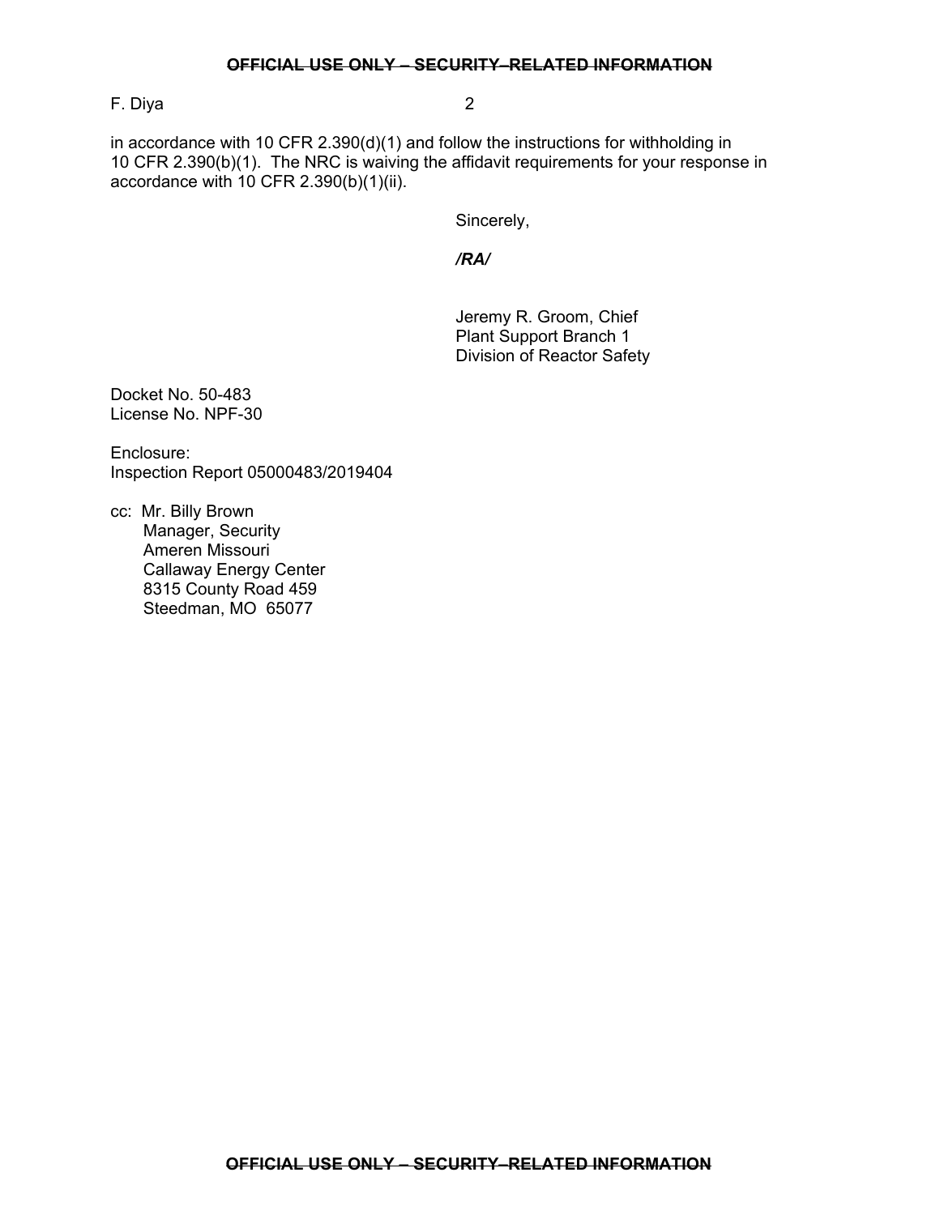in accordance with 10 CFR 2.390(d)(1) and follow the instructions for withholding in 10 CFR 2.390(b)(1). The NRC is waiving the affidavit requirements for your response in accordance with 10 CFR 2.390(b)(1)(ii).

Sincerely,

***/RA/***

Jeremy R. Groom, Chief
Plant Support Branch 1
Division of Reactor Safety

Docket No. 50-483
License No. NPF-30

Enclosure:
Inspection Report 05000483/2019404

cc: Mr. Billy Brown
Manager, Security
Ameren Missouri
Callaway Energy Center
8315 County Road 459
Steedman, MO 65077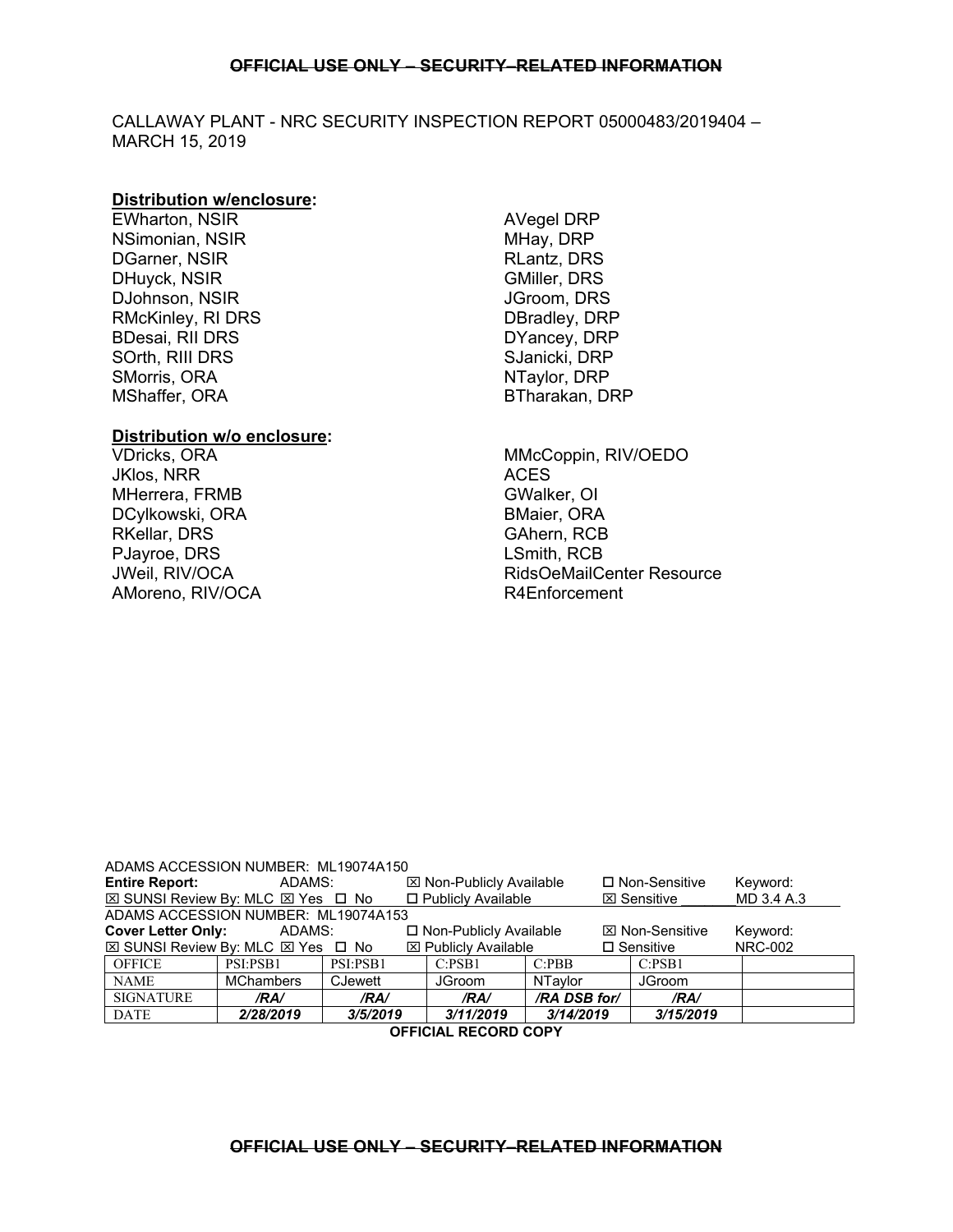CALLAWAY PLANT - NRC SECURITY INSPECTION REPORT 05000483/2019404 – MARCH 15, 2019

**Distribution w/enclosure:**

EWharton, NSIR
NSimonian, NSIR
DGarner, NSIR
DHuyck, NSIR
DJohnson, NSIR
RMcKinley, RI DRS
BDesai, RII DRS
SOrth, RIII DRS
SMorris, ORA
MShaffer, ORA
AVegel DRP
MHay, DRP
RLantz, DRS
GMiller, DRS
JGroom, DRS
DBradley, DRP
DYancey, DRP
SJanicki, DRP
NTaylor, DRP
BTharakan, DRP

**Distribution w/o enclosure:**

VDricks, ORA
JKlos, NRR
MHerrera, FRMB
DCylkowski, ORA
RKellar, DRS
PJayroe, DRS
JWeil, RIV/OCA
AMoreno, RIV/OCA
MMcCoppin, RIV/OEDO
ACES
GWalker, OI
BMaier, ORA
GAhern, RCB
LSmith, RCB
RidsOeMailCenter Resource
R4Enforcement

ADAMS ACCESSION NUMBER: ML19074A150

**Entire Report:** ADAMS: ☒ Non-Publicly Available ☐ Non-Sensitive Keyword:
☒ SUNSI Review By: MLC ☒ Yes ☐ No ☐ Publicly Available ☒ Sensitive ______ MD 3.4 A.3

ADAMS ACCESSION NUMBER: ML19074A153

**Cover Letter Only:** ADAMS: ☐ Non-Publicly Available ☒ Non-Sensitive Keyword:
☒ SUNSI Review By: MLC ☒ Yes ☐ No ☒ Publicly Available ☐ Sensitive NRC-002

| OFFICE | PSI:PSB1 | PSI:PSB1 | C:PSB1 | C:PBB | C:PSB1 | |
|---|---|---|---|---|---|---|
| NAME | MChambers | CJewett | JGroom | NTaylor | JGroom | |
| SIGNATURE | */RA/* | */RA/* | */RA/* | */RA DSB for/* | */RA/* | |
| DATE | *2/28/2019* | *3/5/2019* | *3/11/2019* | *3/14/2019* | *3/15/2019* | |

**OFFICIAL RECORD COPY**